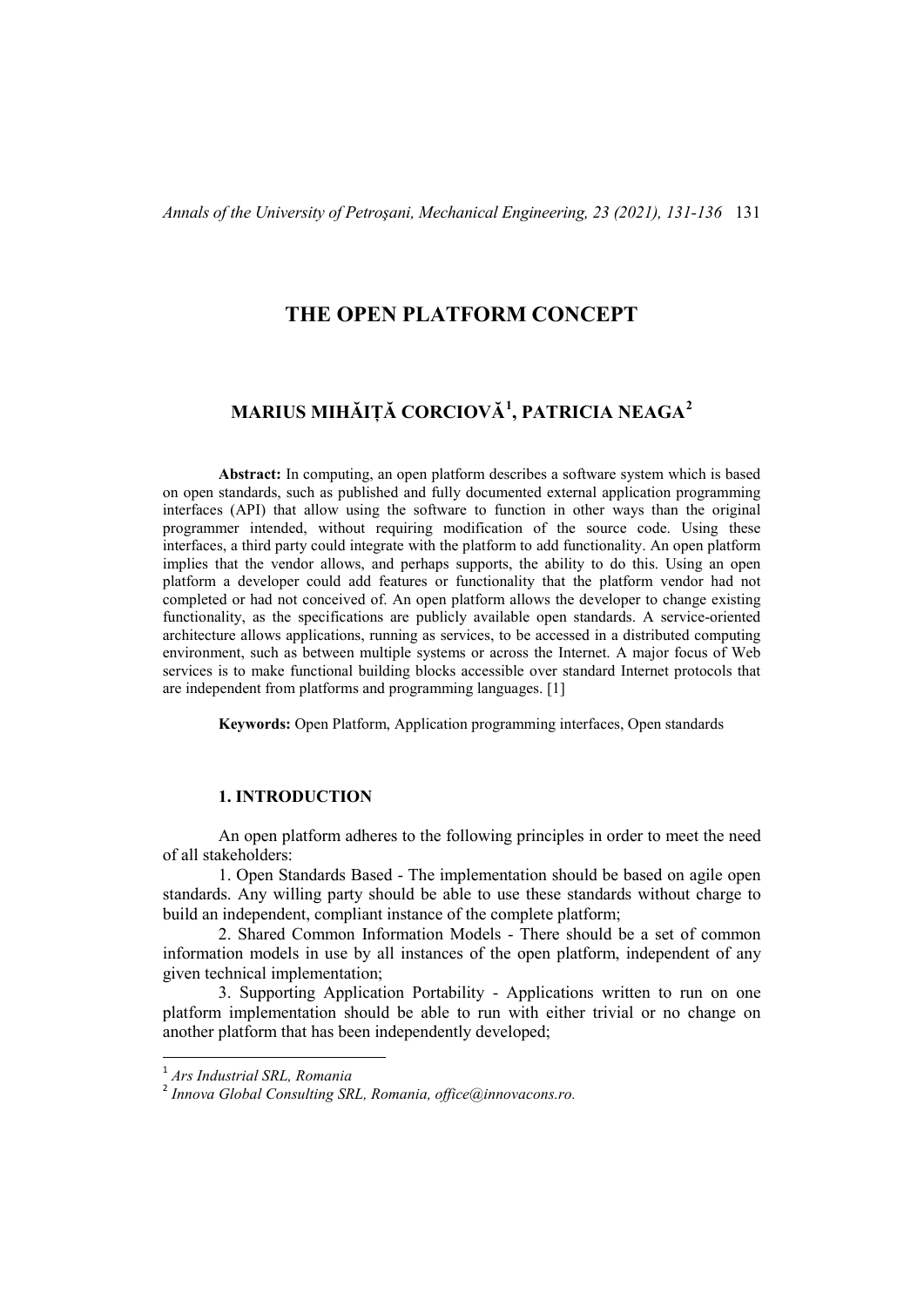# THE OPEN PLATFORM CONCEPT

## MARIUS MIHĂIȚĂ CORCIOVĂ[1], PATRICIA NEAGA[2]

**Abstract:** In computing, an open platform describes a software system which is based on open standards, such as published and fully documented external application programming interfaces (API) that allow using the software to function in other ways than the original programmer intended, without requiring modification of the source code. Using these interfaces, a third party could integrate with the platform to add functionality. An open platform implies that the vendor allows, and perhaps supports, the ability to do this. Using an open platform a developer could add features or functionality that the platform vendor had not completed or had not conceived of. An open platform allows the developer to change existing functionality, as the specifications are publicly available open standards. A service-oriented architecture allows applications, running as services, to be accessed in a distributed computing environment, such as between multiple systems or across the Internet. A major focus of Web services is to make functional building blocks accessible over standard Internet protocols that are independent from platforms and programming languages. [1]

**Keywords:** Open Platform, Application programming interfaces, Open standards

### 1. INTRODUCTION

An open platform adheres to the following principles in order to meet the need of all stakeholders:

1. Open Standards Based - The implementation should be based on agile open standards. Any willing party should be able to use these standards without charge to build an independent, compliant instance of the complete platform;

2. Shared Common Information Models - There should be a set of common information models in use by all instances of the open platform, independent of any given technical implementation;

3. Supporting Application Portability - Applications written to run on one platform implementation should be able to run with either trivial or no change on another platform that has been independently developed;

---

[1] *Ars Industrial SRL, Romania*

[2] *Innova Global Consulting SRL, Romania, office@innovacons.ro.*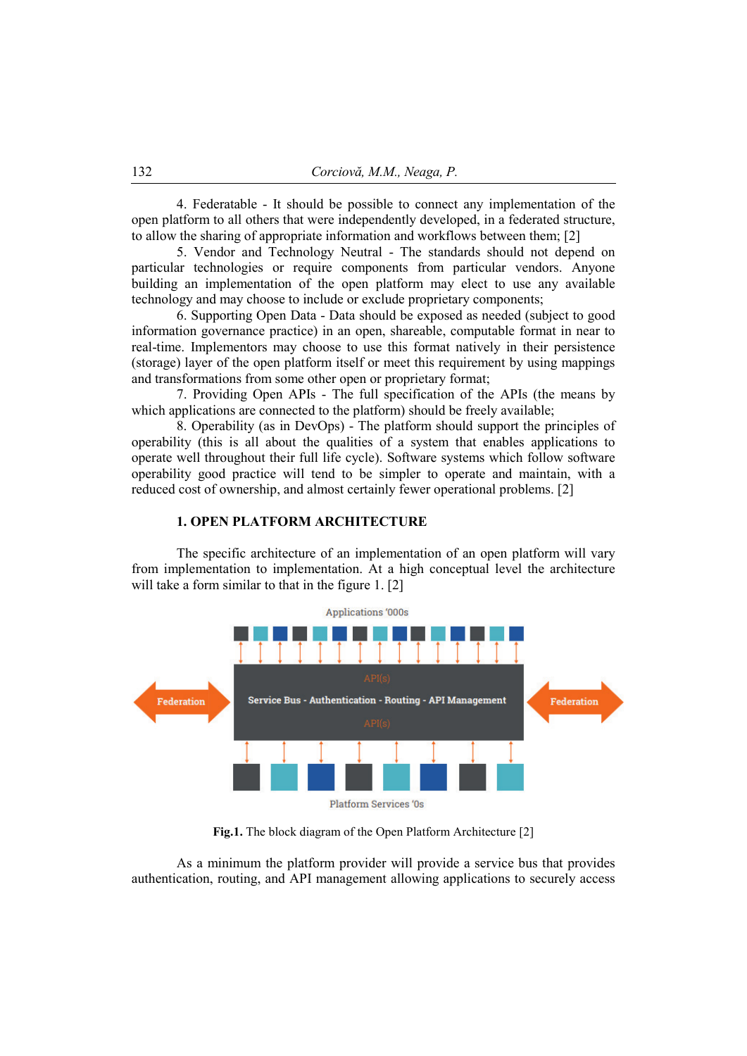4. Federatable - It should be possible to connect any implementation of the open platform to all others that were independently developed, in a federated structure, to allow the sharing of appropriate information and workflows between them; [2]

5. Vendor and Technology Neutral - The standards should not depend on particular technologies or require components from particular vendors. Anyone building an implementation of the open platform may elect to use any available technology and may choose to include or exclude proprietary components;

6. Supporting Open Data - Data should be exposed as needed (subject to good information governance practice) in an open, shareable, computable format in near to real-time. Implementors may choose to use this format natively in their persistence (storage) layer of the open platform itself or meet this requirement by using mappings and transformations from some other open or proprietary format;

7. Providing Open APIs - The full specification of the APIs (the means by which applications are connected to the platform) should be freely available;

8. Operability (as in DevOps) - The platform should support the principles of operability (this is all about the qualities of a system that enables applications to operate well throughout their full life cycle). Software systems which follow software operability good practice will tend to be simpler to operate and maintain, with a reduced cost of ownership, and almost certainly fewer operational problems. [2]

## 1. OPEN PLATFORM ARCHITECTURE

The specific architecture of an implementation of an open platform will vary from implementation to implementation. At a high conceptual level the architecture will take a form similar to that in the figure 1. [2]

**Fig.1.** The block diagram of the Open Platform Architecture [2]

As a minimum the platform provider will provide a service bus that provides authentication, routing, and API management allowing applications to securely access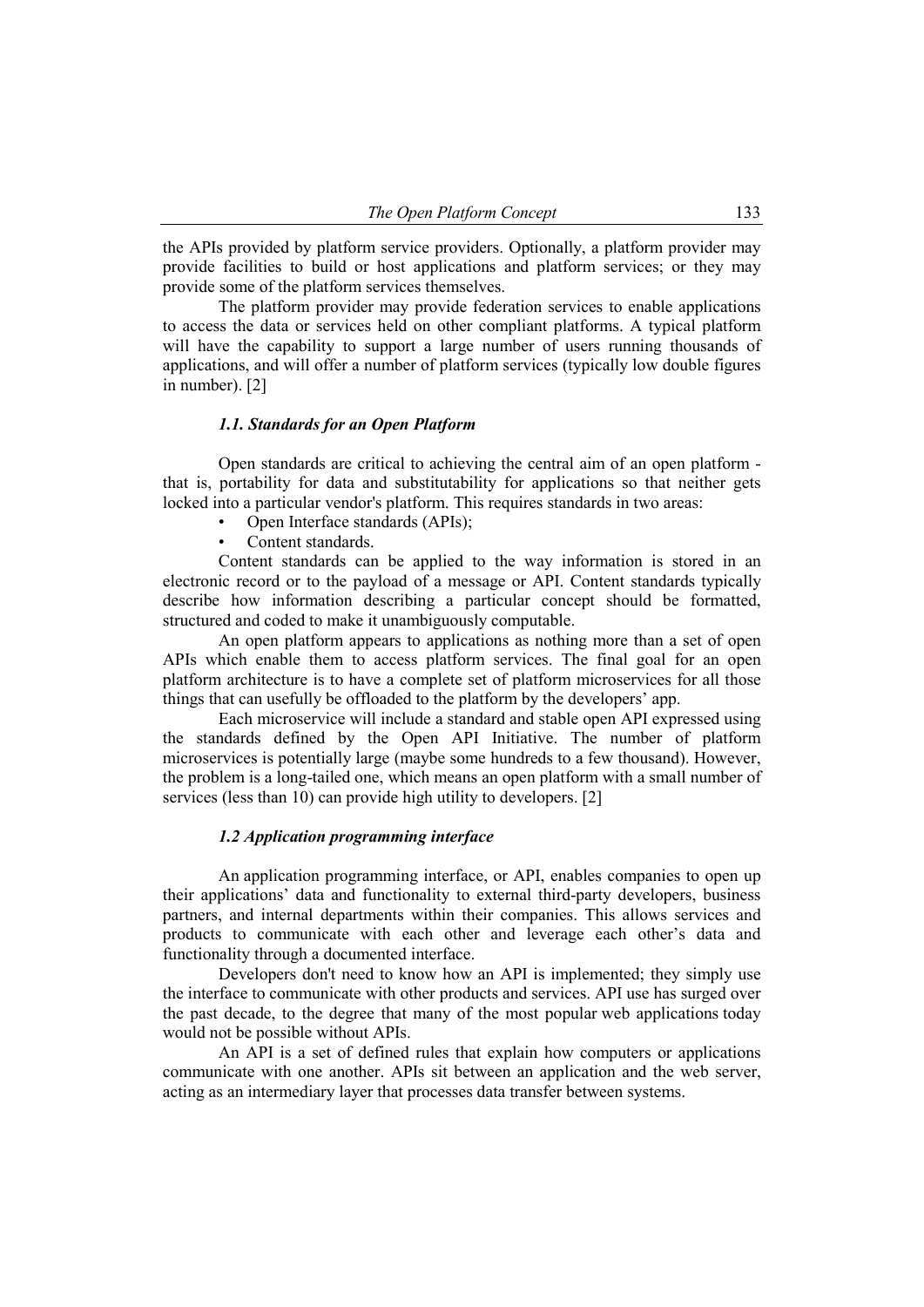the APIs provided by platform service providers. Optionally, a platform provider may provide facilities to build or host applications and platform services; or they may provide some of the platform services themselves.

The platform provider may provide federation services to enable applications to access the data or services held on other compliant platforms. A typical platform will have the capability to support a large number of users running thousands of applications, and will offer a number of platform services (typically low double figures in number). [2]

### *1.1. Standards for an Open Platform*

Open standards are critical to achieving the central aim of an open platform - that is, portability for data and substitutability for applications so that neither gets locked into a particular vendor's platform. This requires standards in two areas:

- Open Interface standards (APIs);
- Content standards.

Content standards can be applied to the way information is stored in an electronic record or to the payload of a message or API. Content standards typically describe how information describing a particular concept should be formatted, structured and coded to make it unambiguously computable.

An open platform appears to applications as nothing more than a set of open APIs which enable them to access platform services. The final goal for an open platform architecture is to have a complete set of platform microservices for all those things that can usefully be offloaded to the platform by the developers' app.

Each microservice will include a standard and stable open API expressed using the standards defined by the Open API Initiative. The number of platform microservices is potentially large (maybe some hundreds to a few thousand). However, the problem is a long-tailed one, which means an open platform with a small number of services (less than 10) can provide high utility to developers. [2]

### *1.2 Application programming interface*

An application programming interface, or API, enables companies to open up their applications' data and functionality to external third-party developers, business partners, and internal departments within their companies. This allows services and products to communicate with each other and leverage each other's data and functionality through a documented interface.

Developers don't need to know how an API is implemented; they simply use the interface to communicate with other products and services. API use has surged over the past decade, to the degree that many of the most popular web applications today would not be possible without APIs.

An API is a set of defined rules that explain how computers or applications communicate with one another. APIs sit between an application and the web server, acting as an intermediary layer that processes data transfer between systems.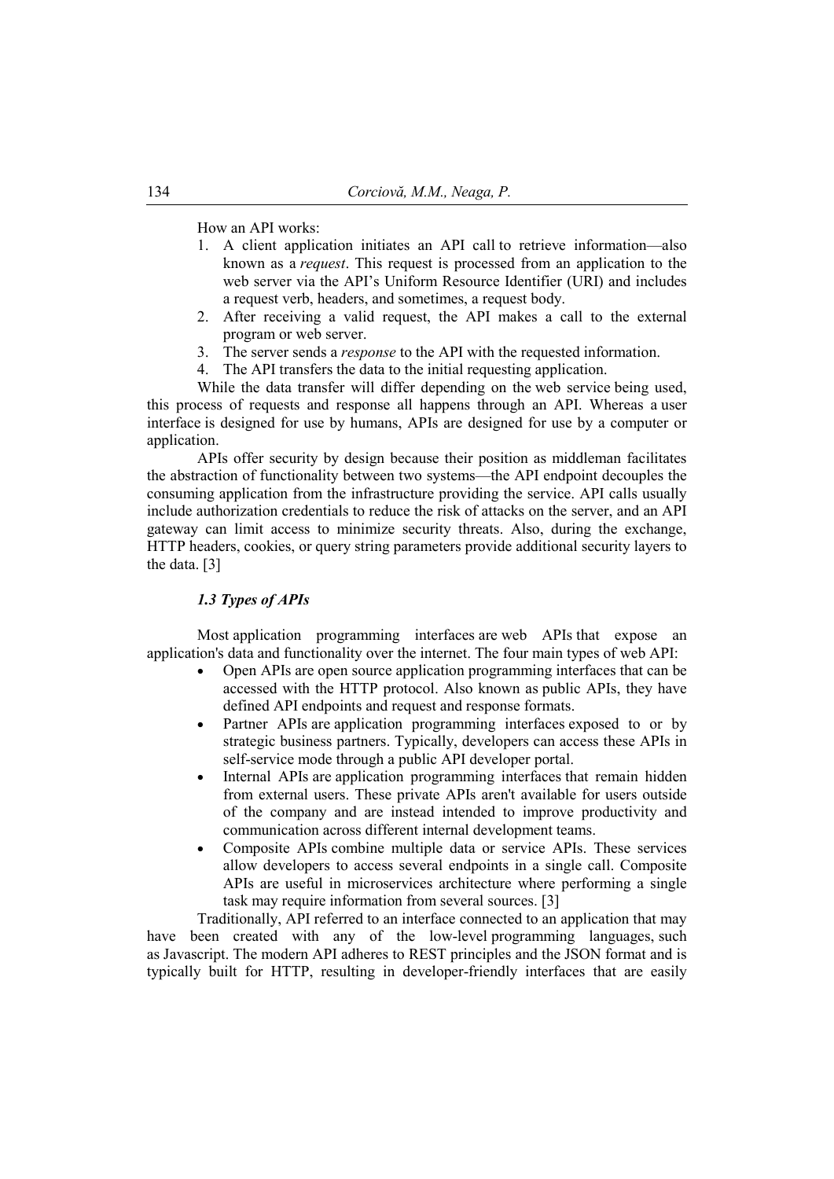How an API works:

1. A client application initiates an API call to retrieve information—also known as a *request*. This request is processed from an application to the web server via the API's Uniform Resource Identifier (URI) and includes a request verb, headers, and sometimes, a request body.
2. After receiving a valid request, the API makes a call to the external program or web server.
3. The server sends a *response* to the API with the requested information.
4. The API transfers the data to the initial requesting application.

While the data transfer will differ depending on the web service being used, this process of requests and response all happens through an API. Whereas a user interface is designed for use by humans, APIs are designed for use by a computer or application.

APIs offer security by design because their position as middleman facilitates the abstraction of functionality between two systems—the API endpoint decouples the consuming application from the infrastructure providing the service. API calls usually include authorization credentials to reduce the risk of attacks on the server, and an API gateway can limit access to minimize security threats. Also, during the exchange, HTTP headers, cookies, or query string parameters provide additional security layers to the data. [3]

### *1.3 Types of APIs*

Most application programming interfaces are web APIs that expose an application's data and functionality over the internet. The four main types of web API:

- Open APIs are open source application programming interfaces that can be accessed with the HTTP protocol. Also known as public APIs, they have defined API endpoints and request and response formats.
- Partner APIs are application programming interfaces exposed to or by strategic business partners. Typically, developers can access these APIs in self-service mode through a public API developer portal.
- Internal APIs are application programming interfaces that remain hidden from external users. These private APIs aren't available for users outside of the company and are instead intended to improve productivity and communication across different internal development teams.
- Composite APIs combine multiple data or service APIs. These services allow developers to access several endpoints in a single call. Composite APIs are useful in microservices architecture where performing a single task may require information from several sources. [3]

Traditionally, API referred to an interface connected to an application that may have been created with any of the low-level programming languages, such as Javascript. The modern API adheres to REST principles and the JSON format and is typically built for HTTP, resulting in developer-friendly interfaces that are easily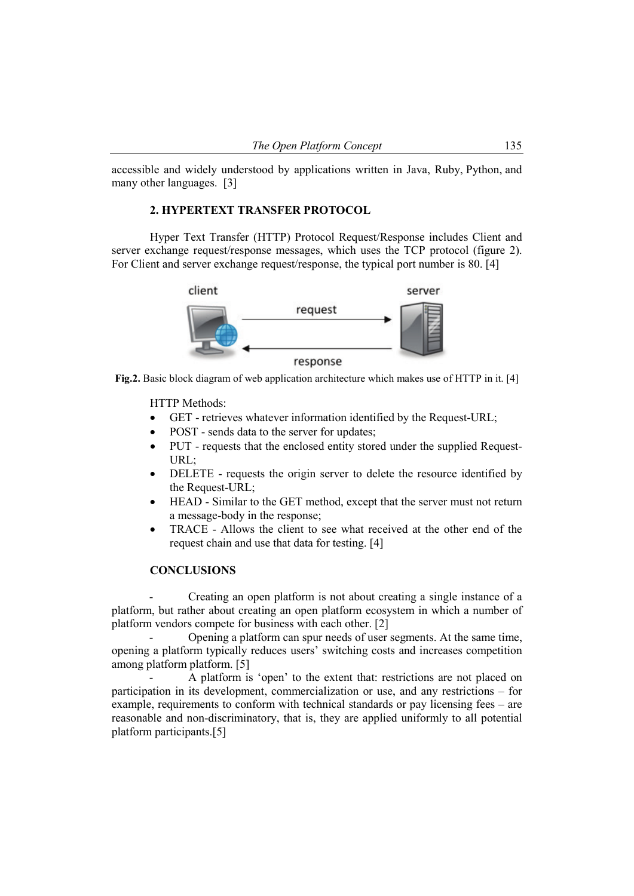accessible and widely understood by applications written in Java, Ruby, Python, and many other languages. [3]

## 2. HYPERTEXT TRANSFER PROTOCOL

Hyper Text Transfer (HTTP) Protocol Request/Response includes Client and server exchange request/response messages, which uses the TCP protocol (figure 2). For Client and server exchange request/response, the typical port number is 80. [4]

**Fig.2.** Basic block diagram of web application architecture which makes use of HTTP in it. [4]

HTTP Methods:

- GET - retrieves whatever information identified by the Request-URL;
- POST - sends data to the server for updates;
- PUT - requests that the enclosed entity stored under the supplied Request-URL;
- DELETE - requests the origin server to delete the resource identified by the Request-URL;
- HEAD - Similar to the GET method, except that the server must not return a message-body in the response;
- TRACE - Allows the client to see what received at the other end of the request chain and use that data for testing. [4]

## CONCLUSIONS

- Creating an open platform is not about creating a single instance of a platform, but rather about creating an open platform ecosystem in which a number of platform vendors compete for business with each other. [2]
- Opening a platform can spur needs of user segments. At the same time, opening a platform typically reduces users' switching costs and increases competition among platform platform. [5]
- A platform is 'open' to the extent that: restrictions are not placed on participation in its development, commercialization or use, and any restrictions – for example, requirements to conform with technical standards or pay licensing fees – are reasonable and non-discriminatory, that is, they are applied uniformly to all potential platform participants.[5]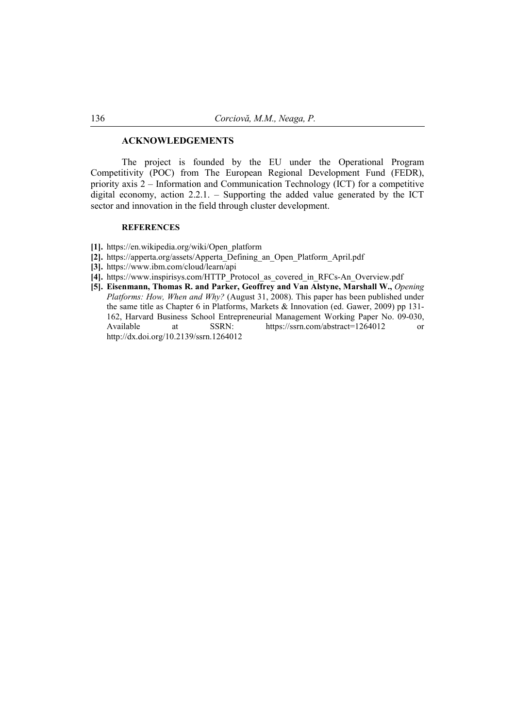## ACKNOWLEDGEMENTS

The project is founded by the EU under the Operational Program Competitivity (POC) from The European Regional Development Fund (FEDR), priority axis 2 – Information and Communication Technology (ICT) for a competitive digital economy, action 2.2.1. – Supporting the added value generated by the ICT sector and innovation in the field through cluster development.

## REFERENCES

**[1].** https://en.wikipedia.org/wiki/Open_platform

**[2].** https://apperta.org/assets/Apperta_Defining_an_Open_Platform_April.pdf

**[3].** https://www.ibm.com/cloud/learn/api

**[4].** https://www.inspirisys.com/HTTP_Protocol_as_covered_in_RFCs-An_Overview.pdf

**[5].** **Eisenmann, Thomas R. and Parker, Geoffrey and Van Alstyne, Marshall W.,** *Opening Platforms: How, When and Why?* (August 31, 2008). This paper has been published under the same title as Chapter 6 in Platforms, Markets & Innovation (ed. Gawer, 2009) pp 131-162, Harvard Business School Entrepreneurial Management Working Paper No. 09-030, Available at SSRN: https://ssrn.com/abstract=1264012 or http://dx.doi.org/10.2139/ssrn.1264012